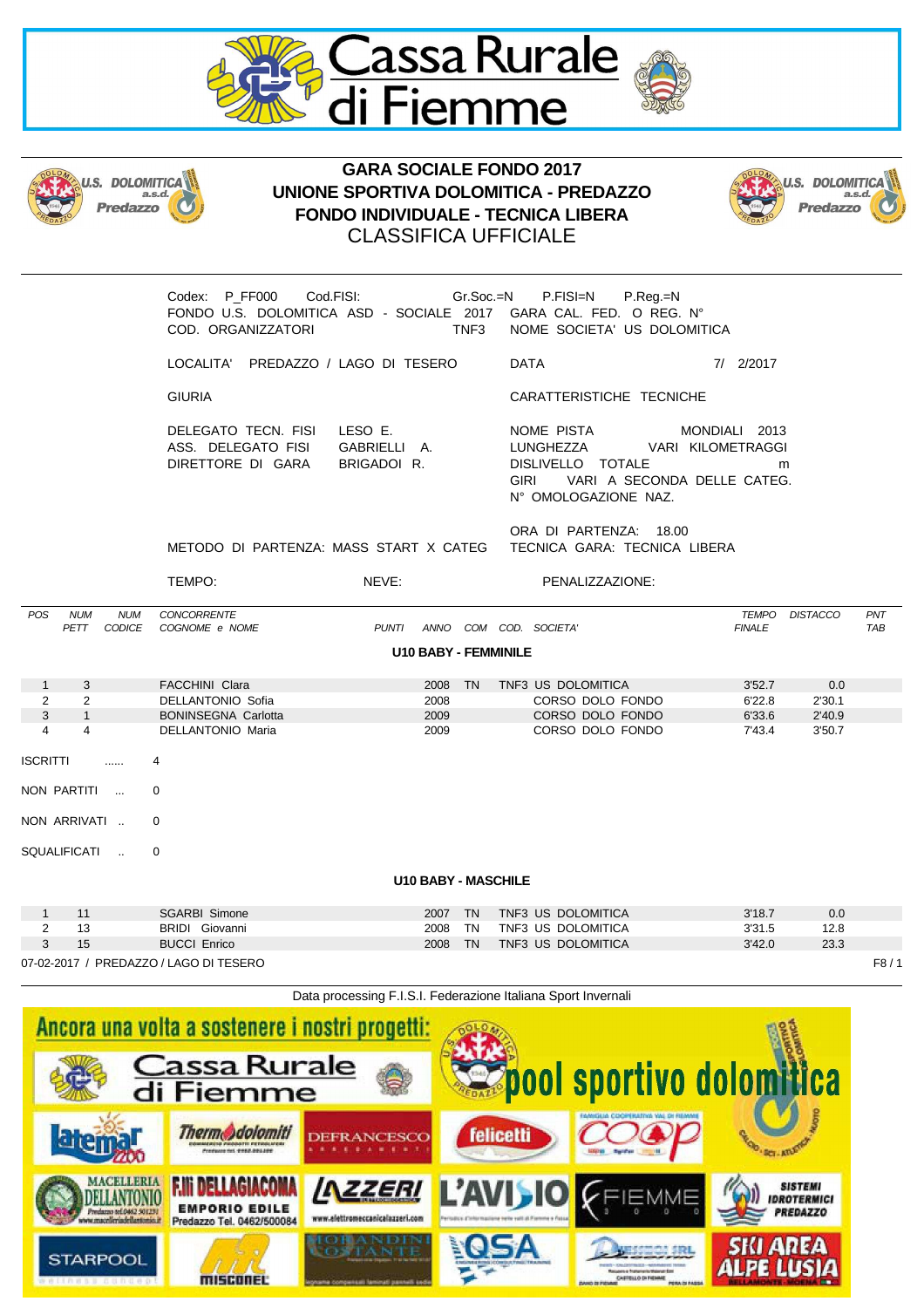# GARA SOCIALE FONDO 2017
# UNIONE SPORTIVA DOLOMITICA - PREDAZZO
# FONDO INDIVIDUALE - TECNICA LIBERA
## CLASSIFICA UFFICIALE

Codex: P_FF000 Cod.FISI: Gr.Soc.=N P.FISI=N P.Reg.=N
FONDO U.S. DOLOMITICA ASD - SOCIALE 2017 GARA CAL. FED. O REG. N°
COD. ORGANIZZATORI TNF3 NOME SOCIETA' US DOLOMITICA

LOCALITA' PREDAZZO / LAGO DI TESERO DATA 7/ 2/2017

GIURIA CARATTERISTICHE TECNICHE

DELEGATO TECN. FISI LESO E.
ASS. DELEGATO FISI GABRIELLI A.
DIRETTORE DI GARA BRIGADOI R.

NOME PISTA MONDIALI 2013
LUNGHEZZA VARI KILOMETRAGGI
DISLIVELLO TOTALE m
GIRI VARI A SECONDA DELLE CATEG.
N° OMOLOGAZIONE NAZ.

METODO DI PARTENZA: MASS START X CATEG

ORA DI PARTENZA: 18.00
TECNICA GARA: TECNICA LIBERA

TEMPO: NEVE: PENALIZZAZIONE:

### U10 BABY - FEMMINILE

| POS | NUM PETT | NUM CODICE | CONCORRENTE COGNOME e NOME | PUNTI | ANNO | COM | COD. | SOCIETA' | TEMPO FINALE | DISTACCO | PNT TAB |
|---|---|---|---|---|---|---|---|---|---|---|---|
| 1 | 3 | | FACCHINI Clara | | 2008 | TN | TNF3 | US DOLOMITICA | 3'52.7 | 0.0 | |
| 2 | 2 | | DELLANTONIO Sofia | | 2008 | | | CORSO DOLO FONDO | 6'22.8 | 2'30.1 | |
| 3 | 1 | | BONINSEGNA Carlotta | | 2009 | | | CORSO DOLO FONDO | 6'33.6 | 2'40.9 | |
| 4 | 4 | | DELLANTONIO Maria | | 2009 | | | CORSO DOLO FONDO | 7'43.4 | 3'50.7 | |

ISCRITTI ...... 4

NON PARTITI ... 0

NON ARRIVATI .. 0

SQUALIFICATI .. 0

### U10 BABY - MASCHILE

| POS | NUM PETT | NUM CODICE | CONCORRENTE COGNOME e NOME | PUNTI | ANNO | COM | COD. | SOCIETA' | TEMPO FINALE | DISTACCO | PNT TAB |
|---|---|---|---|---|---|---|---|---|---|---|---|
| 1 | 11 | | SGARBI Simone | | 2007 | TN | TNF3 | US DOLOMITICA | 3'18.7 | 0.0 | |
| 2 | 13 | | BRIDI Giovanni | | 2008 | TN | TNF3 | US DOLOMITICA | 3'31.5 | 12.8 | |
| 3 | 15 | | BUCCI Enrico | | 2008 | TN | TNF3 | US DOLOMITICA | 3'42.0 | 23.3 | |

07-02-2017 / PREDAZZO / LAGO DI TESERO

Data processing F.I.S.I. Federazione Italiana Sport Invernali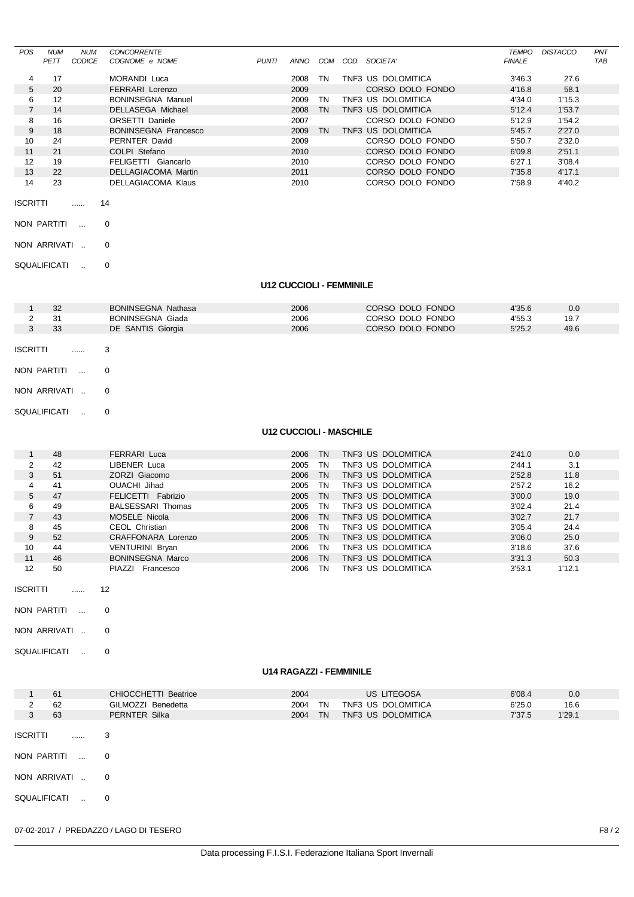| POS | NUM PETT | NUM CODICE | CONCORRENTE COGNOME e NOME | PUNTI | ANNO | COM | COD. | SOCIETA' | TEMPO FINALE | DISTACCO | PNT TAB |
|---|---|---|---|---|---|---|---|---|---|---|---|
| 4 | 17 | | MORANDI Luca | | 2008 | TN | TNF3 | US DOLOMITICA | 3'46.3 | 27.6 | |
| 5 | 20 | | FERRARI Lorenzo | | 2009 | | | CORSO DOLO FONDO | 4'16.8 | 58.1 | |
| 6 | 12 | | BONINSEGNA Manuel | | 2009 | TN | TNF3 | US DOLOMITICA | 4'34.0 | 1'15.3 | |
| 7 | 14 | | DELLASEGA Michael | | 2008 | TN | TNF3 | US DOLOMITICA | 5'12.4 | 1'53.7 | |
| 8 | 16 | | ORSETTI Daniele | | 2007 | | | CORSO DOLO FONDO | 5'12.9 | 1'54.2 | |
| 9 | 18 | | BONINSEGNA Francesco | | 2009 | TN | TNF3 | US DOLOMITICA | 5'45.7 | 2'27.0 | |
| 10 | 24 | | PERNTER David | | 2009 | | | CORSO DOLO FONDO | 5'50.7 | 2'32.0 | |
| 11 | 21 | | COLPI Stefano | | 2010 | | | CORSO DOLO FONDO | 6'09.8 | 2'51.1 | |
| 12 | 19 | | FELIGETTI Giancarlo | | 2010 | | | CORSO DOLO FONDO | 6'27.1 | 3'08.4 | |
| 13 | 22 | | DELLAGIACOMA Martin | | 2011 | | | CORSO DOLO FONDO | 7'35.8 | 4'17.1 | |
| 14 | 23 | | DELLAGIACOMA Klaus | | 2010 | | | CORSO DOLO FONDO | 7'58.9 | 4'40.2 | |

ISCRITTI ...... 14

NON PARTITI ... 0

NON ARRIVATI .. 0

SQUALIFICATI .. 0

## U12 CUCCIOLI - FEMMINILE

| | | | | | | | | | | | |
|---|---|---|---|---|---|---|---|---|---|---|---|
| 1 | 32 | | BONINSEGNA Nathasa | | 2006 | | | CORSO DOLO FONDO | 4'35.6 | 0.0 | |
| 2 | 31 | | BONINSEGNA Giada | | 2006 | | | CORSO DOLO FONDO | 4'55.3 | 19.7 | |
| 3 | 33 | | DE SANTIS Giorgia | | 2006 | | | CORSO DOLO FONDO | 5'25.2 | 49.6 | |

ISCRITTI ...... 3

NON PARTITI ... 0

NON ARRIVATI .. 0

SQUALIFICATI .. 0

## U12 CUCCIOLI - MASCHILE

| | | | | | | | | | | | |
|---|---|---|---|---|---|---|---|---|---|---|---|
| 1 | 48 | | FERRARI Luca | | 2006 | TN | TNF3 | US DOLOMITICA | 2'41.0 | 0.0 | |
| 2 | 42 | | LIBENER Luca | | 2005 | TN | TNF3 | US DOLOMITICA | 2'44.1 | 3.1 | |
| 3 | 51 | | ZORZI Giacomo | | 2006 | TN | TNF3 | US DOLOMITICA | 2'52.8 | 11.8 | |
| 4 | 41 | | OUACHI Jihad | | 2005 | TN | TNF3 | US DOLOMITICA | 2'57.2 | 16.2 | |
| 5 | 47 | | FELICETTI Fabrizio | | 2005 | TN | TNF3 | US DOLOMITICA | 3'00.0 | 19.0 | |
| 6 | 49 | | BALSESSARI Thomas | | 2005 | TN | TNF3 | US DOLOMITICA | 3'02.4 | 21.4 | |
| 7 | 43 | | MOSELE Nicola | | 2006 | TN | TNF3 | US DOLOMITICA | 3'02.7 | 21.7 | |
| 8 | 45 | | CEOL Christian | | 2006 | TN | TNF3 | US DOLOMITICA | 3'05.4 | 24.4 | |
| 9 | 52 | | CRAFFONARA Lorenzo | | 2005 | TN | TNF3 | US DOLOMITICA | 3'06.0 | 25.0 | |
| 10 | 44 | | VENTURINI Bryan | | 2006 | TN | TNF3 | US DOLOMITICA | 3'18.6 | 37.6 | |
| 11 | 46 | | BONINSEGNA Marco | | 2006 | TN | TNF3 | US DOLOMITICA | 3'31.3 | 50.3 | |
| 12 | 50 | | PIAZZI Francesco | | 2006 | TN | TNF3 | US DOLOMITICA | 3'53.1 | 1'12.1 | |

ISCRITTI ...... 12

NON PARTITI ... 0

NON ARRIVATI .. 0

SQUALIFICATI .. 0

## U14 RAGAZZI - FEMMINILE

| | | | | | | | | | | | |
|---|---|---|---|---|---|---|---|---|---|---|---|
| 1 | 61 | | CHIOCCHETTI Beatrice | | 2004 | | | US LITEGOSA | 6'08.4 | 0.0 | |
| 2 | 62 | | GILMOZZI Benedetta | | 2004 | TN | TNF3 | US DOLOMITICA | 6'25.0 | 16.6 | |
| 3 | 63 | | PERNTER Silka | | 2004 | TN | TNF3 | US DOLOMITICA | 7'37.5 | 1'29.1 | |

ISCRITTI ...... 3

NON PARTITI ... 0

NON ARRIVATI .. 0

SQUALIFICATI .. 0

07-02-2017 / PREDAZZO / LAGO DI TESERO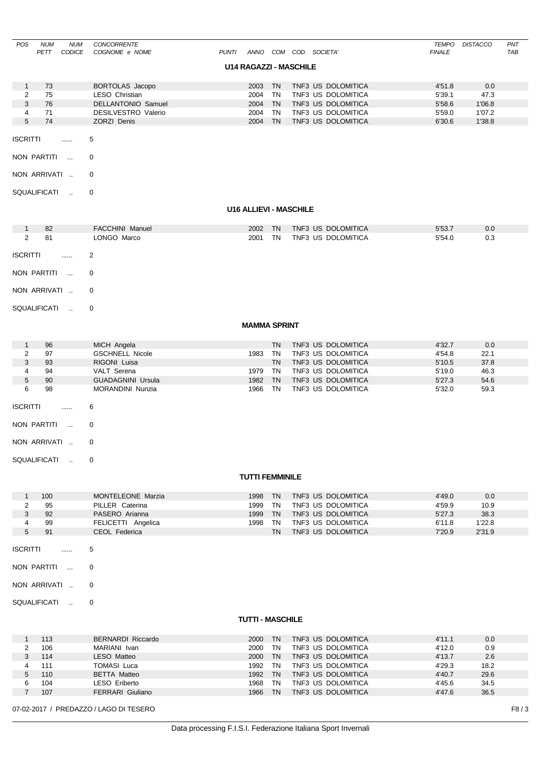| POS | NUM PETT | NUM CODICE | CONCORRENTE COGNOME e NOME | PUNTI | ANNO | COM | COD. SOCIETA' | TEMPO FINALE | DISTACCO | PNT TAB |
|---|---|---|---|---|---|---|---|---|---|---|

## U14 RAGAZZI - MASCHILE

| POS | NUM PETT | NUM CODICE | CONCORRENTE COGNOME e NOME | PUNTI | ANNO | COM | COD. SOCIETA' | TEMPO FINALE | DISTACCO | PNT TAB |
|---|---|---|---|---|---|---|---|---|---|---|
| 1 | 73 | | BORTOLAS Jacopo | | 2003 | TN | TNF3 US DOLOMITICA | 4'51.8 | 0.0 | |
| 2 | 75 | | LESO Christian | | 2004 | TN | TNF3 US DOLOMITICA | 5'39.1 | 47.3 | |
| 3 | 76 | | DELLANTONIO Samuel | | 2004 | TN | TNF3 US DOLOMITICA | 5'58.6 | 1'06.8 | |
| 4 | 71 | | DESILVESTRO Valerio | | 2004 | TN | TNF3 US DOLOMITICA | 5'59.0 | 1'07.2 | |
| 5 | 74 | | ZORZI Denis | | 2004 | TN | TNF3 US DOLOMITICA | 6'30.6 | 1'38.8 | |

ISCRITTI ...... 5

NON PARTITI ... 0

NON ARRIVATI .. 0

SQUALIFICATI .. 0

## U16 ALLIEVI - MASCHILE

| POS | NUM PETT | NUM CODICE | CONCORRENTE COGNOME e NOME | PUNTI | ANNO | COM | COD. SOCIETA' | TEMPO FINALE | DISTACCO | PNT TAB |
|---|---|---|---|---|---|---|---|---|---|---|
| 1 | 82 | | FACCHINI Manuel | | 2002 | TN | TNF3 US DOLOMITICA | 5'53.7 | 0.0 | |
| 2 | 81 | | LONGO Marco | | 2001 | TN | TNF3 US DOLOMITICA | 5'54.0 | 0.3 | |

ISCRITTI ...... 2

NON PARTITI ... 0

NON ARRIVATI .. 0

SQUALIFICATI .. 0

## MAMMA SPRINT

| POS | NUM PETT | NUM CODICE | CONCORRENTE COGNOME e NOME | PUNTI | ANNO | COM | COD. SOCIETA' | TEMPO FINALE | DISTACCO | PNT TAB |
|---|---|---|---|---|---|---|---|---|---|---|
| 1 | 96 | | MICH Angela | | | TN | TNF3 US DOLOMITICA | 4'32.7 | 0.0 | |
| 2 | 97 | | GSCHNELL Nicole | | 1983 | TN | TNF3 US DOLOMITICA | 4'54.8 | 22.1 | |
| 3 | 93 | | RIGONI Luisa | | | TN | TNF3 US DOLOMITICA | 5'10.5 | 37.8 | |
| 4 | 94 | | VALT Serena | | 1979 | TN | TNF3 US DOLOMITICA | 5'19.0 | 46.3 | |
| 5 | 90 | | GUADAGNINI Ursula | | 1982 | TN | TNF3 US DOLOMITICA | 5'27.3 | 54.6 | |
| 6 | 98 | | MORANDINI Nunzia | | 1966 | TN | TNF3 US DOLOMITICA | 5'32.0 | 59.3 | |

ISCRITTI ...... 6

NON PARTITI ... 0

NON ARRIVATI .. 0

SQUALIFICATI .. 0

## TUTTI FEMMINILE

| POS | NUM PETT | NUM CODICE | CONCORRENTE COGNOME e NOME | PUNTI | ANNO | COM | COD. SOCIETA' | TEMPO FINALE | DISTACCO | PNT TAB |
|---|---|---|---|---|---|---|---|---|---|---|
| 1 | 100 | | MONTELEONE Marzia | | 1998 | TN | TNF3 US DOLOMITICA | 4'49.0 | 0.0 | |
| 2 | 95 | | PILLER Caterina | | 1999 | TN | TNF3 US DOLOMITICA | 4'59.9 | 10.9 | |
| 3 | 92 | | PASERO Arianna | | 1999 | TN | TNF3 US DOLOMITICA | 5'27.3 | 38.3 | |
| 4 | 99 | | FELICETTI Angelica | | 1998 | TN | TNF3 US DOLOMITICA | 6'11.8 | 1'22.8 | |
| 5 | 91 | | CEOL Federica | | | TN | TNF3 US DOLOMITICA | 7'20.9 | 2'31.9 | |

ISCRITTI ...... 5

NON PARTITI ... 0

NON ARRIVATI .. 0

SQUALIFICATI .. 0

## TUTTI - MASCHILE

| POS | NUM PETT | NUM CODICE | CONCORRENTE COGNOME e NOME | PUNTI | ANNO | COM | COD. SOCIETA' | TEMPO FINALE | DISTACCO | PNT TAB |
|---|---|---|---|---|---|---|---|---|---|---|
| 1 | 113 | | BERNARDI Riccardo | | 2000 | TN | TNF3 US DOLOMITICA | 4'11.1 | 0.0 | |
| 2 | 106 | | MARIANI Ivan | | 2000 | TN | TNF3 US DOLOMITICA | 4'12.0 | 0.9 | |
| 3 | 114 | | LESO Matteo | | 2000 | TN | TNF3 US DOLOMITICA | 4'13.7 | 2.6 | |
| 4 | 111 | | TOMASI Luca | | 1992 | TN | TNF3 US DOLOMITICA | 4'29.3 | 18.2 | |
| 5 | 110 | | BETTA Matteo | | 1992 | TN | TNF3 US DOLOMITICA | 4'40.7 | 29.6 | |
| 6 | 104 | | LESO Eriberto | | 1968 | TN | TNF3 US DOLOMITICA | 4'45.6 | 34.5 | |
| 7 | 107 | | FERRARI Giuliano | | 1966 | TN | TNF3 US DOLOMITICA | 4'47.6 | 36.5 | |

07-02-2017 / PREDAZZO / LAGO DI TESERO

Data processing F.I.S.I. Federazione Italiana Sport Invernali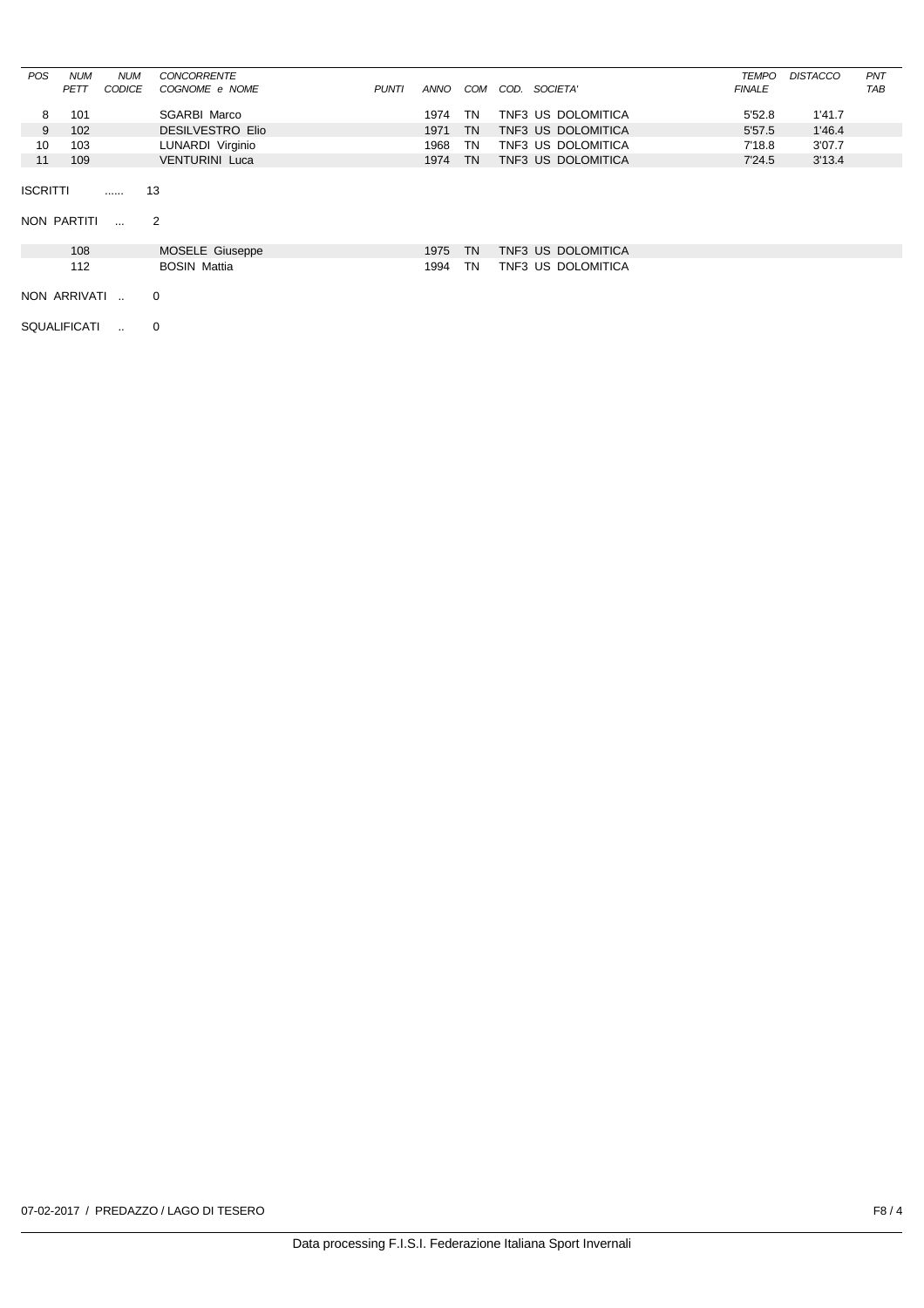| POS | NUM PETT | NUM CODICE | CONCORRENTE COGNOME e NOME | PUNTI | ANNO | COM | COD. | SOCIETA' | TEMPO FINALE | DISTACCO | PNT TAB |
|---|---|---|---|---|---|---|---|---|---|---|---|
| 8 | 101 | | SGARBI Marco | | 1974 | TN | TNF3 | US DOLOMITICA | 5'52.8 | 1'41.7 | |
| 9 | 102 | | DESILVESTRO Elio | | 1971 | TN | TNF3 | US DOLOMITICA | 5'57.5 | 1'46.4 | |
| 10 | 103 | | LUNARDI Virginio | | 1968 | TN | TNF3 | US DOLOMITICA | 7'18.8 | 3'07.7 | |
| 11 | 109 | | VENTURINI Luca | | 1974 | TN | TNF3 | US DOLOMITICA | 7'24.5 | 3'13.4 | |

ISCRITTI ...... 13

NON PARTITI ... 2

| | NUM PETT | NUM CODICE | COGNOME e NOME | PUNTI | ANNO | COM | COD. | SOCIETA' |
|---|---|---|---|---|---|---|---|---|
| | 108 | | MOSELE Giuseppe | | 1975 | TN | TNF3 | US DOLOMITICA |
| | 112 | | BOSIN Mattia | | 1994 | TN | TNF3 | US DOLOMITICA |

NON ARRIVATI .. 0

SQUALIFICATI .. 0

07-02-2017 / PREDAZZO / LAGO DI TESERO

Data processing F.I.S.I. Federazione Italiana Sport Invernali